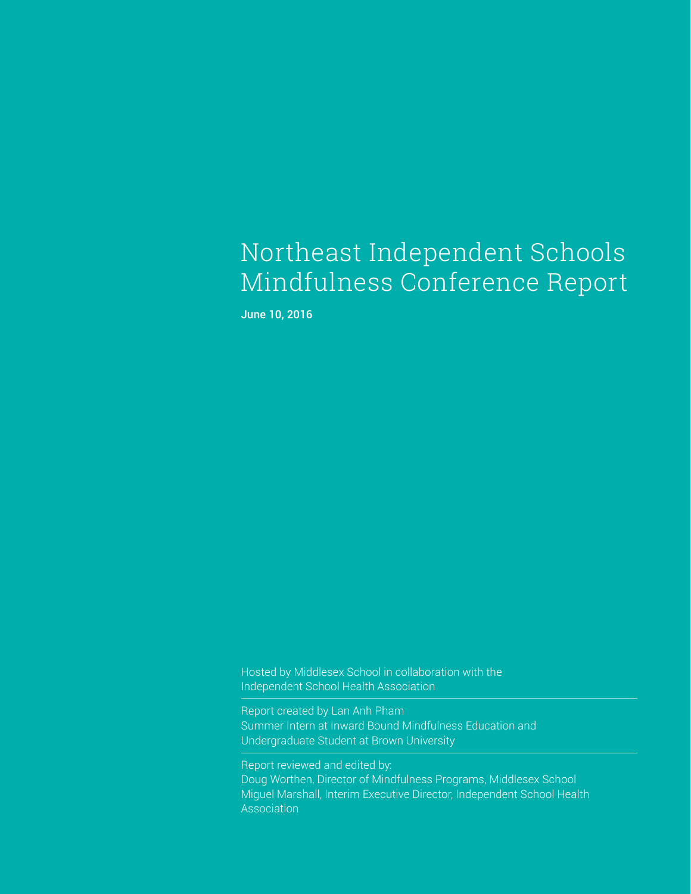# Northeast Independent Schools Mindfulness Conference Report

**June 10, 2016**

Hosted by Middlesex School in collaboration with the Independent School Health Association

---

Report created by Lan Anh Pham
Summer Intern at Inward Bound Mindfulness Education and Undergraduate Student at Brown University

---

Report reviewed and edited by:
Doug Worthen, Director of Mindfulness Programs, Middlesex School
Miguel Marshall, Interim Executive Director, Independent School Health Association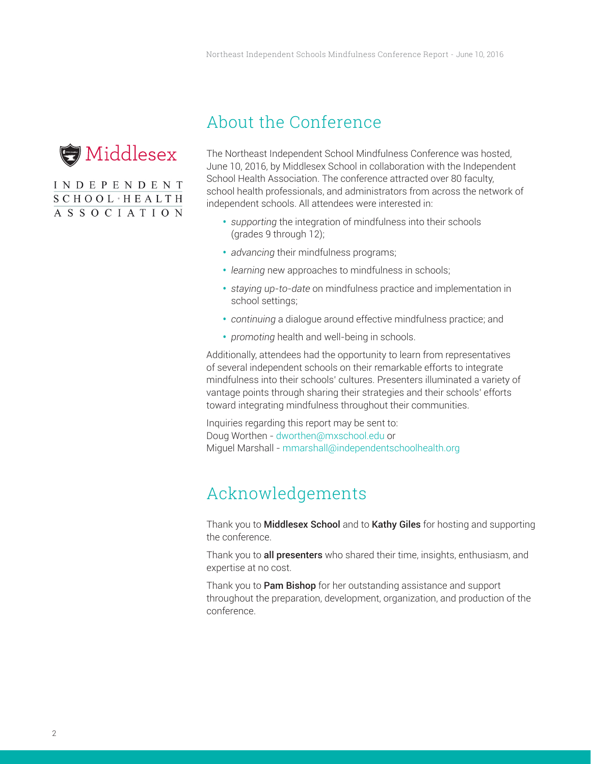Middlesex

INDEPENDENT SCHOOL·HEALTH ASSOCIATION

## About the Conference

The Northeast Independent School Mindfulness Conference was hosted, June 10, 2016, by Middlesex School in collaboration with the Independent School Health Association. The conference attracted over 80 faculty, school health professionals, and administrators from across the network of independent schools. All attendees were interested in:

- *supporting* the integration of mindfulness into their schools (grades 9 through 12);
- *advancing* their mindfulness programs;
- *learning* new approaches to mindfulness in schools;
- *staying up-to-date* on mindfulness practice and implementation in school settings;
- *continuing* a dialogue around effective mindfulness practice; and
- *promoting* health and well-being in schools.

Additionally, attendees had the opportunity to learn from representatives of several independent schools on their remarkable efforts to integrate mindfulness into their schools' cultures. Presenters illuminated a variety of vantage points through sharing their strategies and their schools' efforts toward integrating mindfulness throughout their communities.

Inquiries regarding this report may be sent to:
Doug Worthen - dworthen@mxschool.edu or
Miguel Marshall - mmarshall@independentschoolhealth.org

## Acknowledgements

Thank you to **Middlesex School** and to **Kathy Giles** for hosting and supporting the conference.

Thank you to **all presenters** who shared their time, insights, enthusiasm, and expertise at no cost.

Thank you to **Pam Bishop** for her outstanding assistance and support throughout the preparation, development, organization, and production of the conference.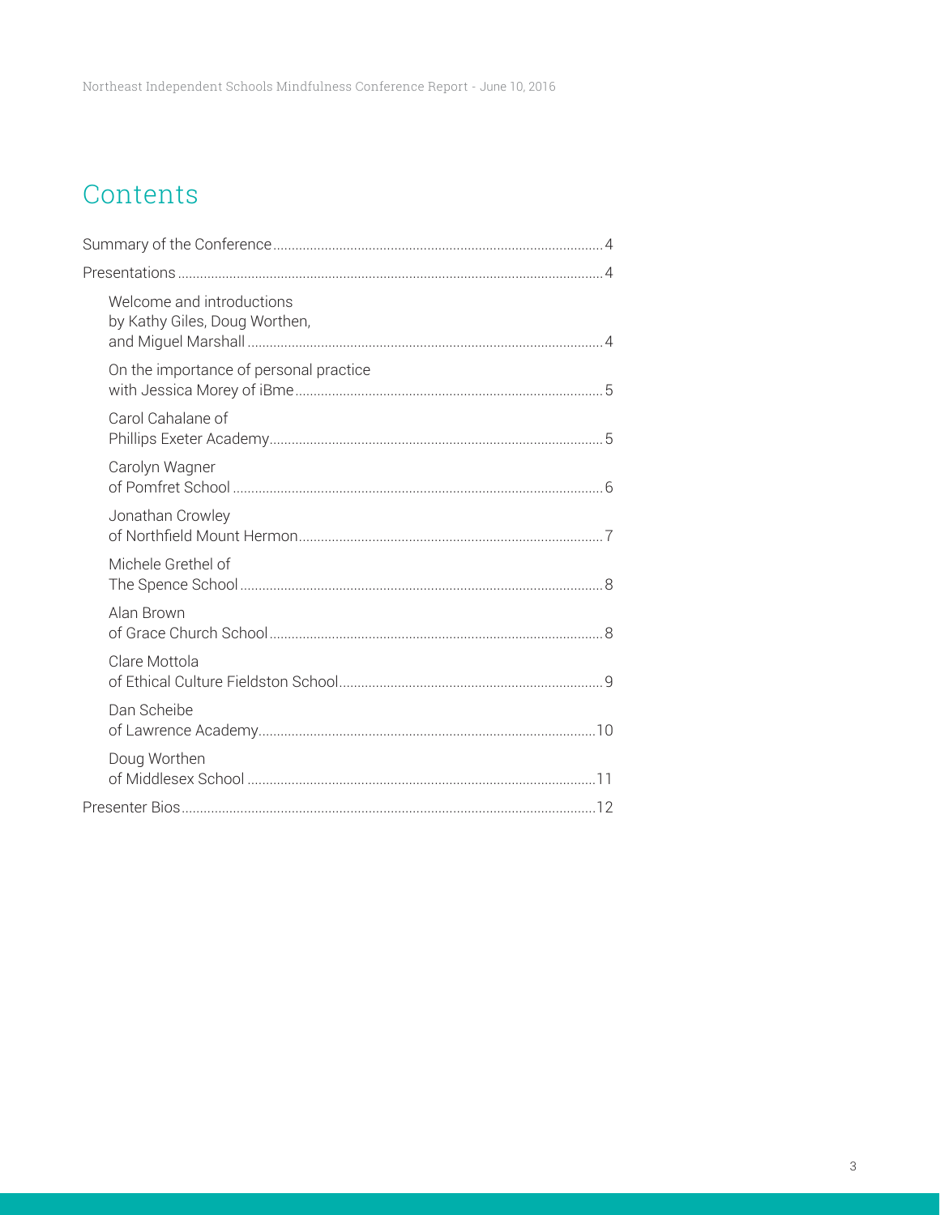# Contents

- Summary of the Conference ..... 4
- Presentations ..... 4
  - Welcome and introductions by Kathy Giles, Doug Worthen, and Miguel Marshall ..... 4
  - On the importance of personal practice with Jessica Morey of iBme ..... 5
  - Carol Cahalane of Phillips Exeter Academy ..... 5
  - Carolyn Wagner of Pomfret School ..... 6
  - Jonathan Crowley of Northfield Mount Hermon ..... 7
  - Michele Grethel of The Spence School ..... 8
  - Alan Brown of Grace Church School ..... 8
  - Clare Mottola of Ethical Culture Fieldston School ..... 9
  - Dan Scheibe of Lawrence Academy ..... 10
  - Doug Worthen of Middlesex School ..... 11
- Presenter Bios ..... 12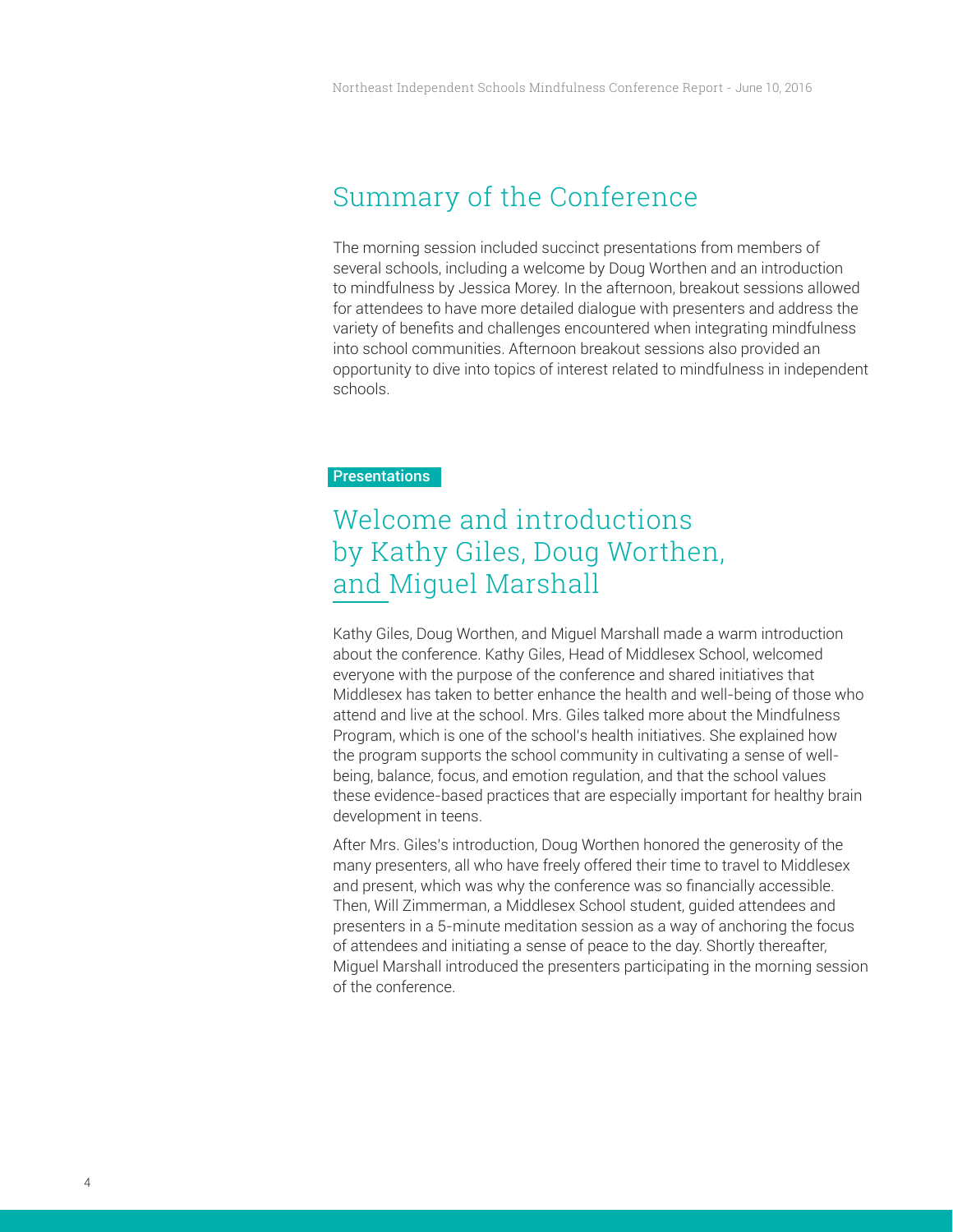# Summary of the Conference

The morning session included succinct presentations from members of several schools, including a welcome by Doug Worthen and an introduction to mindfulness by Jessica Morey. In the afternoon, breakout sessions allowed for attendees to have more detailed dialogue with presenters and address the variety of benefits and challenges encountered when integrating mindfulness into school communities. Afternoon breakout sessions also provided an opportunity to dive into topics of interest related to mindfulness in independent schools.

**Presentations**

## Welcome and introductions by Kathy Giles, Doug Worthen, and Miguel Marshall

Kathy Giles, Doug Worthen, and Miguel Marshall made a warm introduction about the conference. Kathy Giles, Head of Middlesex School, welcomed everyone with the purpose of the conference and shared initiatives that Middlesex has taken to better enhance the health and well-being of those who attend and live at the school. Mrs. Giles talked more about the Mindfulness Program, which is one of the school's health initiatives. She explained how the program supports the school community in cultivating a sense of well-being, balance, focus, and emotion regulation, and that the school values these evidence-based practices that are especially important for healthy brain development in teens.

After Mrs. Giles's introduction, Doug Worthen honored the generosity of the many presenters, all who have freely offered their time to travel to Middlesex and present, which was why the conference was so financially accessible. Then, Will Zimmerman, a Middlesex School student, guided attendees and presenters in a 5-minute meditation session as a way of anchoring the focus of attendees and initiating a sense of peace to the day. Shortly thereafter, Miguel Marshall introduced the presenters participating in the morning session of the conference.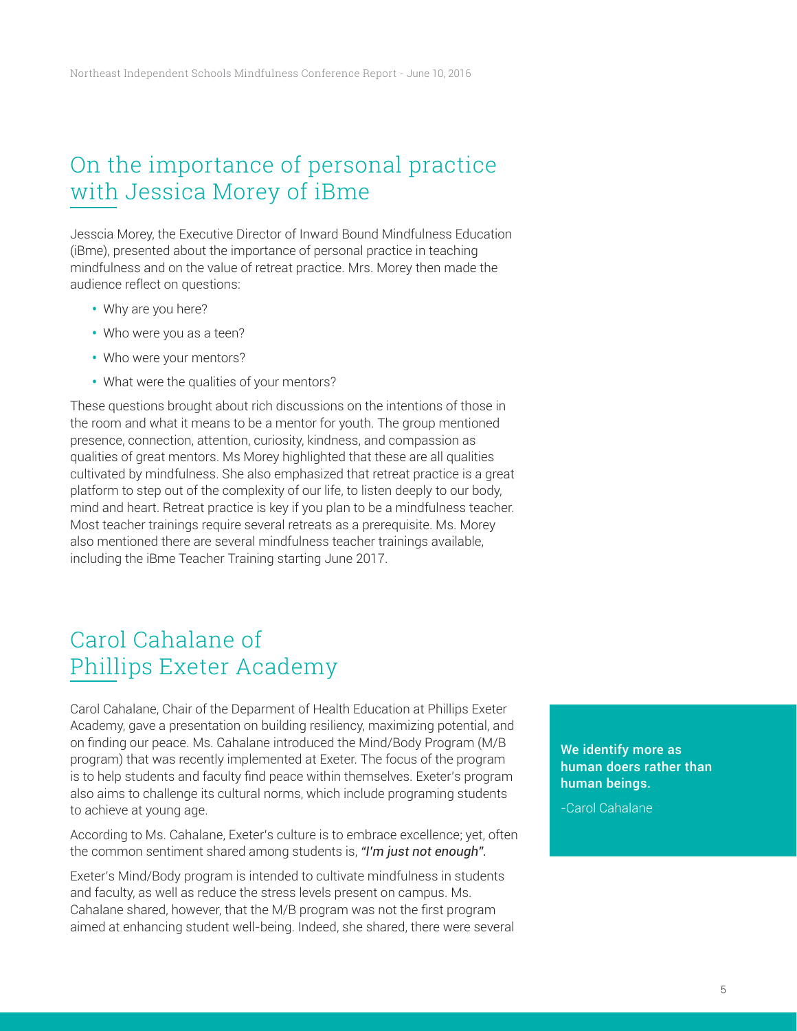## On the importance of personal practice with Jessica Morey of iBme

Jesscia Morey, the Executive Director of Inward Bound Mindfulness Education (iBme), presented about the importance of personal practice in teaching mindfulness and on the value of retreat practice. Mrs. Morey then made the audience reflect on questions:

- Why are you here?
- Who were you as a teen?
- Who were your mentors?
- What were the qualities of your mentors?

These questions brought about rich discussions on the intentions of those in the room and what it means to be a mentor for youth. The group mentioned presence, connection, attention, curiosity, kindness, and compassion as qualities of great mentors. Ms Morey highlighted that these are all qualities cultivated by mindfulness. She also emphasized that retreat practice is a great platform to step out of the complexity of our life, to listen deeply to our body, mind and heart. Retreat practice is key if you plan to be a mindfulness teacher. Most teacher trainings require several retreats as a prerequisite. Ms. Morey also mentioned there are several mindfulness teacher trainings available, including the iBme Teacher Training starting June 2017.

## Carol Cahalane of Phillips Exeter Academy

Carol Cahalane, Chair of the Deparment of Health Education at Phillips Exeter Academy, gave a presentation on building resiliency, maximizing potential, and on finding our peace. Ms. Cahalane introduced the Mind/Body Program (M/B program) that was recently implemented at Exeter. The focus of the program is to help students and faculty find peace within themselves. Exeter's program also aims to challenge its cultural norms, which include programing students to achieve at young age.

According to Ms. Cahalane, Exeter's culture is to embrace excellence; yet, often the common sentiment shared among students is, ***"I'm just not enough".***

> **We identify more as human doers rather than human beings.**
>
> -Carol Cahalane

Exeter's Mind/Body program is intended to cultivate mindfulness in students and faculty, as well as reduce the stress levels present on campus. Ms. Cahalane shared, however, that the M/B program was not the first program aimed at enhancing student well-being. Indeed, she shared, there were several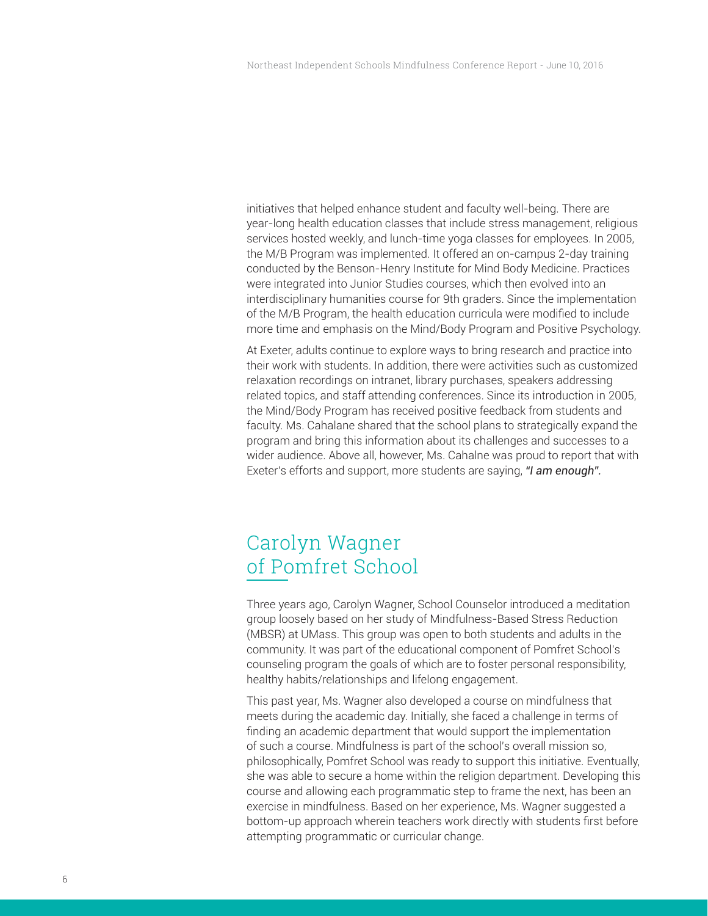initiatives that helped enhance student and faculty well-being. There are year-long health education classes that include stress management, religious services hosted weekly, and lunch-time yoga classes for employees. In 2005, the M/B Program was implemented. It offered an on-campus 2-day training conducted by the Benson-Henry Institute for Mind Body Medicine. Practices were integrated into Junior Studies courses, which then evolved into an interdisciplinary humanities course for 9th graders. Since the implementation of the M/B Program, the health education curricula were modified to include more time and emphasis on the Mind/Body Program and Positive Psychology.

At Exeter, adults continue to explore ways to bring research and practice into their work with students. In addition, there were activities such as customized relaxation recordings on intranet, library purchases, speakers addressing related topics, and staff attending conferences. Since its introduction in 2005, the Mind/Body Program has received positive feedback from students and faculty. Ms. Cahalane shared that the school plans to strategically expand the program and bring this information about its challenges and successes to a wider audience. Above all, however, Ms. Cahalne was proud to report that with Exeter's efforts and support, more students are saying, ***"I am enough".***

## Carolyn Wagner of Pomfret School

Three years ago, Carolyn Wagner, School Counselor introduced a meditation group loosely based on her study of Mindfulness-Based Stress Reduction (MBSR) at UMass. This group was open to both students and adults in the community. It was part of the educational component of Pomfret School's counseling program the goals of which are to foster personal responsibility, healthy habits/relationships and lifelong engagement.

This past year, Ms. Wagner also developed a course on mindfulness that meets during the academic day. Initially, she faced a challenge in terms of finding an academic department that would support the implementation of such a course. Mindfulness is part of the school's overall mission so, philosophically, Pomfret School was ready to support this initiative. Eventually, she was able to secure a home within the religion department. Developing this course and allowing each programmatic step to frame the next, has been an exercise in mindfulness. Based on her experience, Ms. Wagner suggested a bottom-up approach wherein teachers work directly with students first before attempting programmatic or curricular change.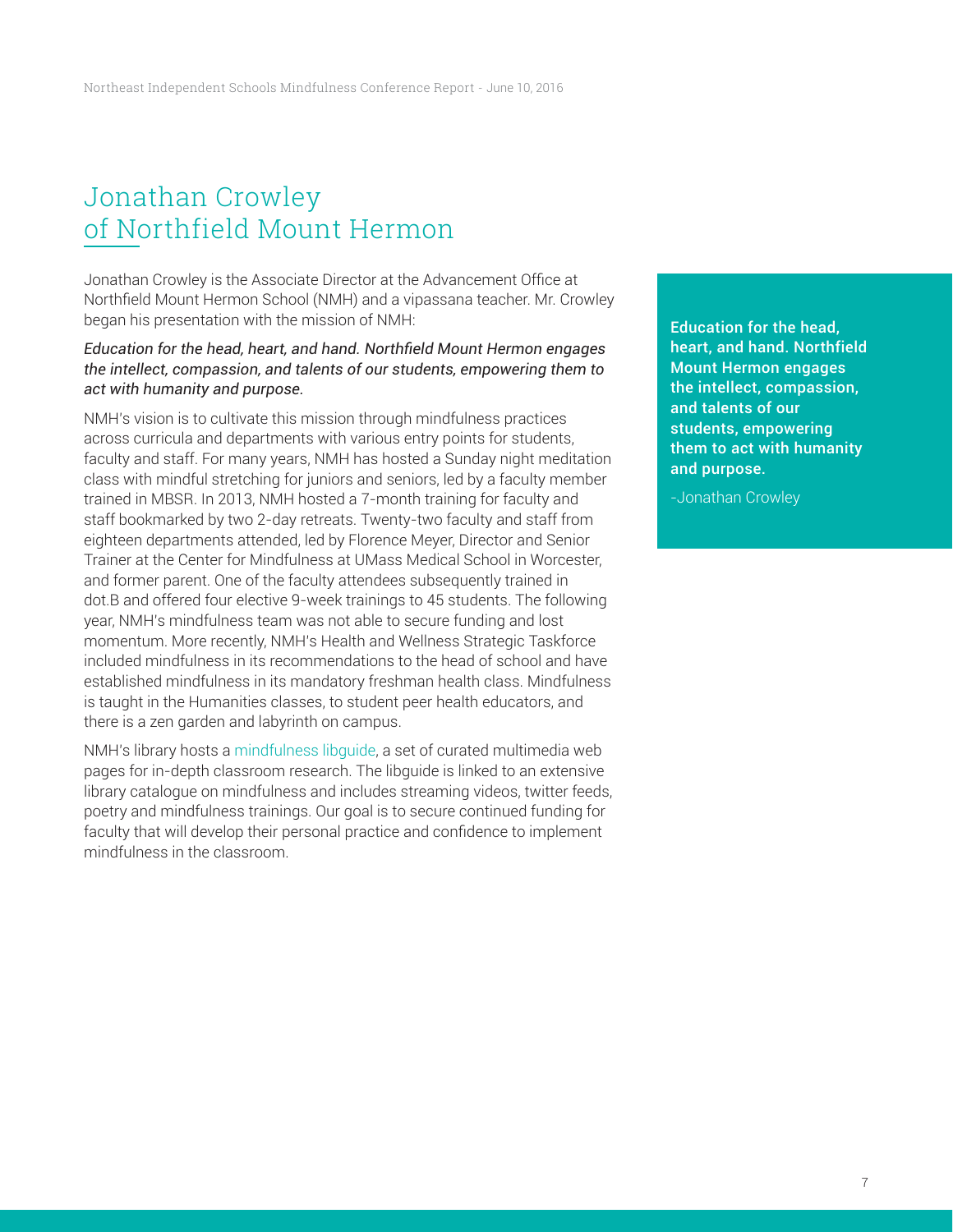# Jonathan Crowley of Northfield Mount Hermon

Jonathan Crowley is the Associate Director at the Advancement Office at Northfield Mount Hermon School (NMH) and a vipassana teacher. Mr. Crowley began his presentation with the mission of NMH:

*Education for the head, heart, and hand. Northfield Mount Hermon engages the intellect, compassion, and talents of our students, empowering them to act with humanity and purpose.*

NMH's vision is to cultivate this mission through mindfulness practices across curricula and departments with various entry points for students, faculty and staff. For many years, NMH has hosted a Sunday night meditation class with mindful stretching for juniors and seniors, led by a faculty member trained in MBSR. In 2013, NMH hosted a 7-month training for faculty and staff bookmarked by two 2-day retreats. Twenty-two faculty and staff from eighteen departments attended, led by Florence Meyer, Director and Senior Trainer at the Center for Mindfulness at UMass Medical School in Worcester, and former parent. One of the faculty attendees subsequently trained in dot.B and offered four elective 9-week trainings to 45 students. The following year, NMH's mindfulness team was not able to secure funding and lost momentum. More recently, NMH's Health and Wellness Strategic Taskforce included mindfulness in its recommendations to the head of school and have established mindfulness in its mandatory freshman health class. Mindfulness is taught in the Humanities classes, to student peer health educators, and there is a zen garden and labyrinth on campus.

NMH's library hosts a mindfulness libguide, a set of curated multimedia web pages for in-depth classroom research. The libguide is linked to an extensive library catalogue on mindfulness and includes streaming videos, twitter feeds, poetry and mindfulness trainings. Our goal is to secure continued funding for faculty that will develop their personal practice and confidence to implement mindfulness in the classroom.

> **Education for the head, heart, and hand. Northfield Mount Hermon engages the intellect, compassion, and talents of our students, empowering them to act with humanity and purpose.**
>
> -Jonathan Crowley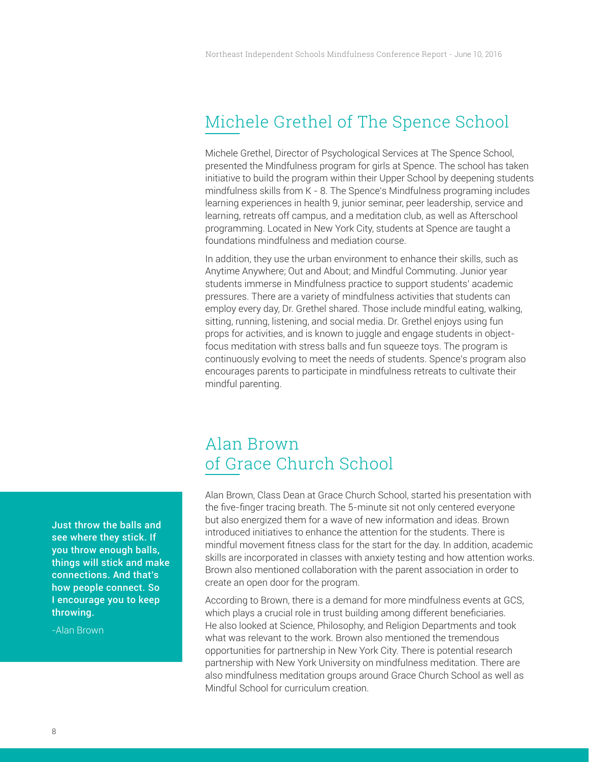## Michele Grethel of The Spence School

Michele Grethel, Director of Psychological Services at The Spence School, presented the Mindfulness program for girls at Spence. The school has taken initiative to build the program within their Upper School by deepening students mindfulness skills from K - 8. The Spence's Mindfulness programing includes learning experiences in health 9, junior seminar, peer leadership, service and learning, retreats off campus, and a meditation club, as well as Afterschool programming. Located in New York City, students at Spence are taught a foundations mindfulness and mediation course.

In addition, they use the urban environment to enhance their skills, such as Anytime Anywhere; Out and About; and Mindful Commuting. Junior year students immerse in Mindfulness practice to support students' academic pressures. There are a variety of mindfulness activities that students can employ every day, Dr. Grethel shared. Those include mindful eating, walking, sitting, running, listening, and social media. Dr. Grethel enjoys using fun props for activities, and is known to juggle and engage students in object-focus meditation with stress balls and fun squeeze toys. The program is continuously evolving to meet the needs of students. Spence's program also encourages parents to participate in mindfulness retreats to cultivate their mindful parenting.

## Alan Brown of Grace Church School

Alan Brown, Class Dean at Grace Church School, started his presentation with the five-finger tracing breath. The 5-minute sit not only centered everyone but also energized them for a wave of new information and ideas. Brown introduced initiatives to enhance the attention for the students. There is mindful movement fitness class for the start for the day. In addition, academic skills are incorporated in classes with anxiety testing and how attention works. Brown also mentioned collaboration with the parent association in order to create an open door for the program.

According to Brown, there is a demand for more mindfulness events at GCS, which plays a crucial role in trust building among different beneficiaries. He also looked at Science, Philosophy, and Religion Departments and took what was relevant to the work. Brown also mentioned the tremendous opportunities for partnership in New York City. There is potential research partnership with New York University on mindfulness meditation. There are also mindfulness meditation groups around Grace Church School as well as Mindful School for curriculum creation.

> **Just throw the balls and see where they stick. If you throw enough balls, things will stick and make connections. And that's how people connect. So I encourage you to keep throwing.**
>
> -Alan Brown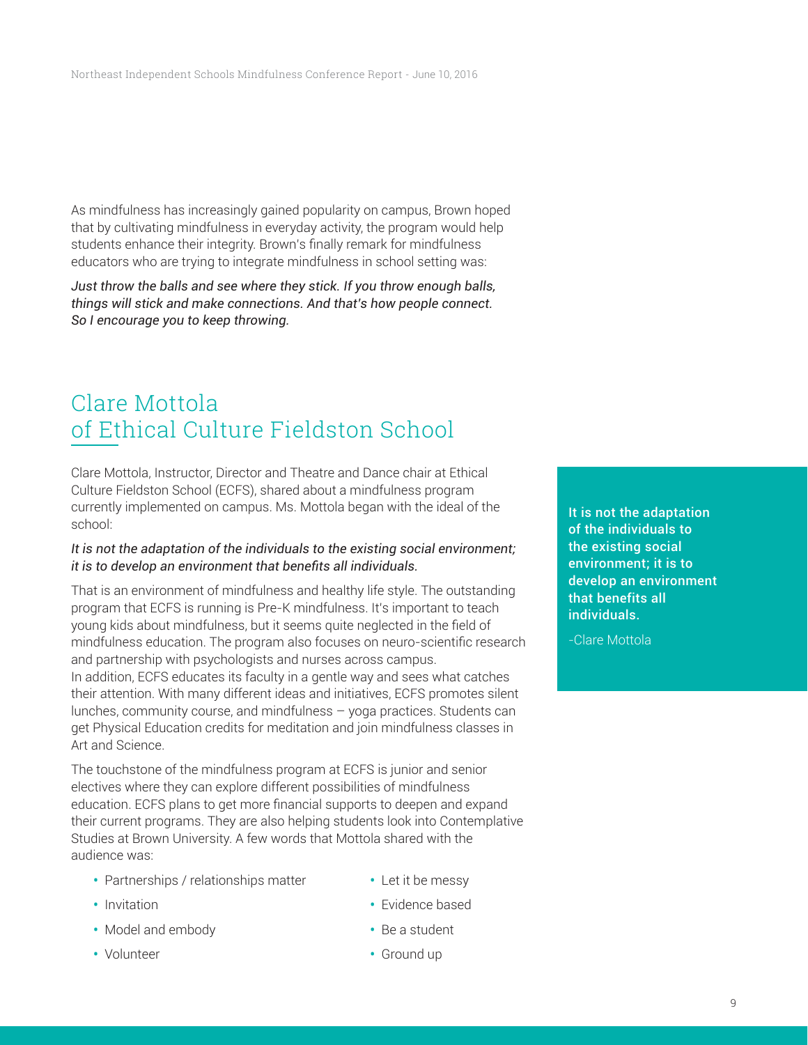As mindfulness has increasingly gained popularity on campus, Brown hoped that by cultivating mindfulness in everyday activity, the program would help students enhance their integrity. Brown's finally remark for mindfulness educators who are trying to integrate mindfulness in school setting was:

*Just throw the balls and see where they stick. If you throw enough balls, things will stick and make connections. And that's how people connect. So I encourage you to keep throwing.*

## Clare Mottola of Ethical Culture Fieldston School

Clare Mottola, Instructor, Director and Theatre and Dance chair at Ethical Culture Fieldston School (ECFS), shared about a mindfulness program currently implemented on campus. Ms. Mottola began with the ideal of the school:

*It is not the adaptation of the individuals to the existing social environment; it is to develop an environment that benefits all individuals.*

That is an environment of mindfulness and healthy life style. The outstanding program that ECFS is running is Pre-K mindfulness. It's important to teach young kids about mindfulness, but it seems quite neglected in the field of mindfulness education. The program also focuses on neuro-scientific research and partnership with psychologists and nurses across campus.
In addition, ECFS educates its faculty in a gentle way and sees what catches their attention. With many different ideas and initiatives, ECFS promotes silent lunches, community course, and mindfulness – yoga practices. Students can get Physical Education credits for meditation and join mindfulness classes in Art and Science.

The touchstone of the mindfulness program at ECFS is junior and senior electives where they can explore different possibilities of mindfulness education. ECFS plans to get more financial supports to deepen and expand their current programs. They are also helping students look into Contemplative Studies at Brown University. A few words that Mottola shared with the audience was:

- Partnerships / relationships matter
- Invitation
- Model and embody
- Volunteer
- Let it be messy
- Evidence based
- Be a student
- Ground up

**It is not the adaptation of the individuals to the existing social environment; it is to develop an environment that benefits all individuals.**

-Clare Mottola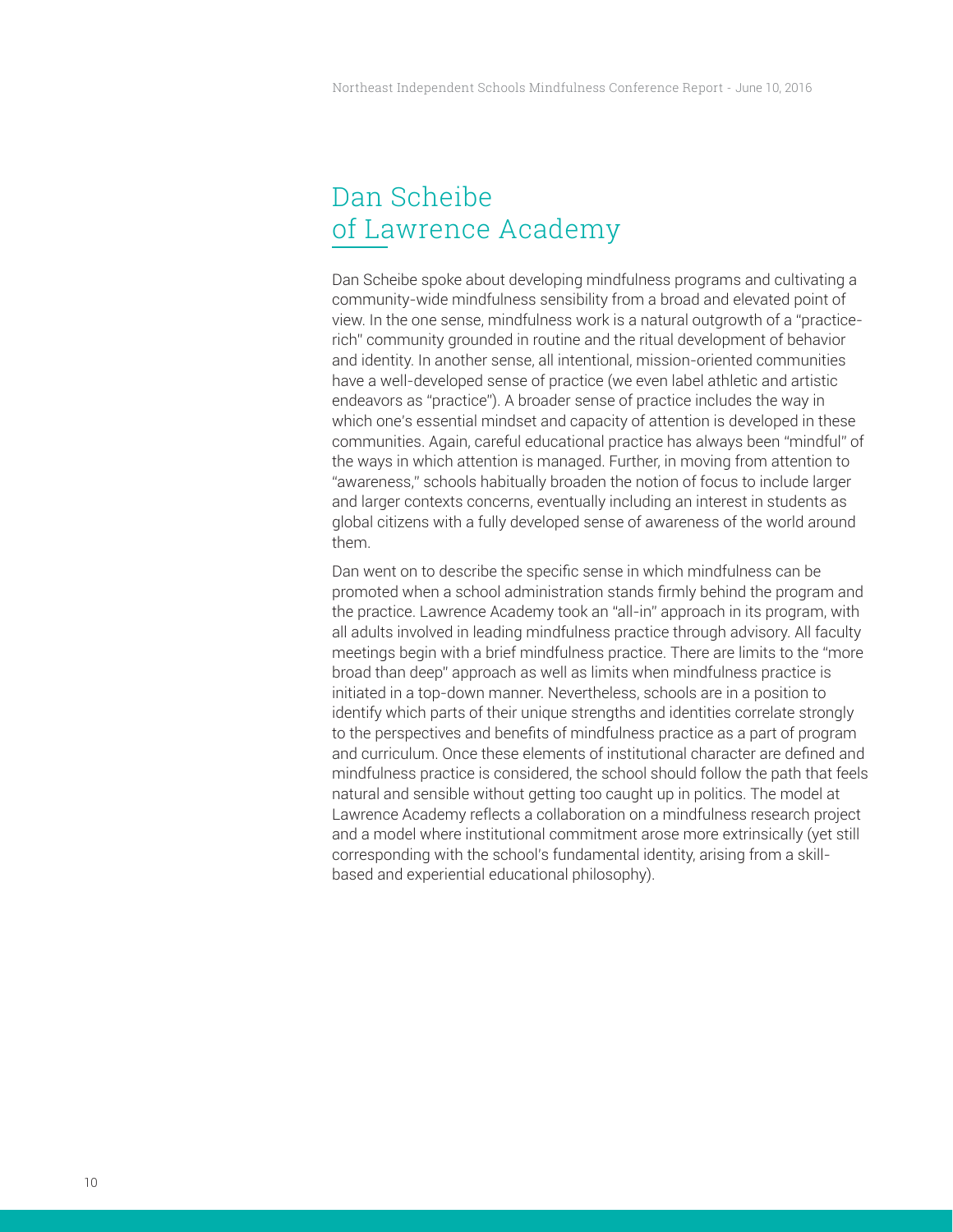# Dan Scheibe of Lawrence Academy

Dan Scheibe spoke about developing mindfulness programs and cultivating a community-wide mindfulness sensibility from a broad and elevated point of view. In the one sense, mindfulness work is a natural outgrowth of a "practice-rich" community grounded in routine and the ritual development of behavior and identity. In another sense, all intentional, mission-oriented communities have a well-developed sense of practice (we even label athletic and artistic endeavors as "practice"). A broader sense of practice includes the way in which one's essential mindset and capacity of attention is developed in these communities. Again, careful educational practice has always been "mindful" of the ways in which attention is managed. Further, in moving from attention to "awareness," schools habitually broaden the notion of focus to include larger and larger contexts concerns, eventually including an interest in students as global citizens with a fully developed sense of awareness of the world around them.

Dan went on to describe the specific sense in which mindfulness can be promoted when a school administration stands firmly behind the program and the practice. Lawrence Academy took an "all-in" approach in its program, with all adults involved in leading mindfulness practice through advisory. All faculty meetings begin with a brief mindfulness practice. There are limits to the "more broad than deep" approach as well as limits when mindfulness practice is initiated in a top-down manner. Nevertheless, schools are in a position to identify which parts of their unique strengths and identities correlate strongly to the perspectives and benefits of mindfulness practice as a part of program and curriculum. Once these elements of institutional character are defined and mindfulness practice is considered, the school should follow the path that feels natural and sensible without getting too caught up in politics. The model at Lawrence Academy reflects a collaboration on a mindfulness research project and a model where institutional commitment arose more extrinsically (yet still corresponding with the school's fundamental identity, arising from a skill-based and experiential educational philosophy).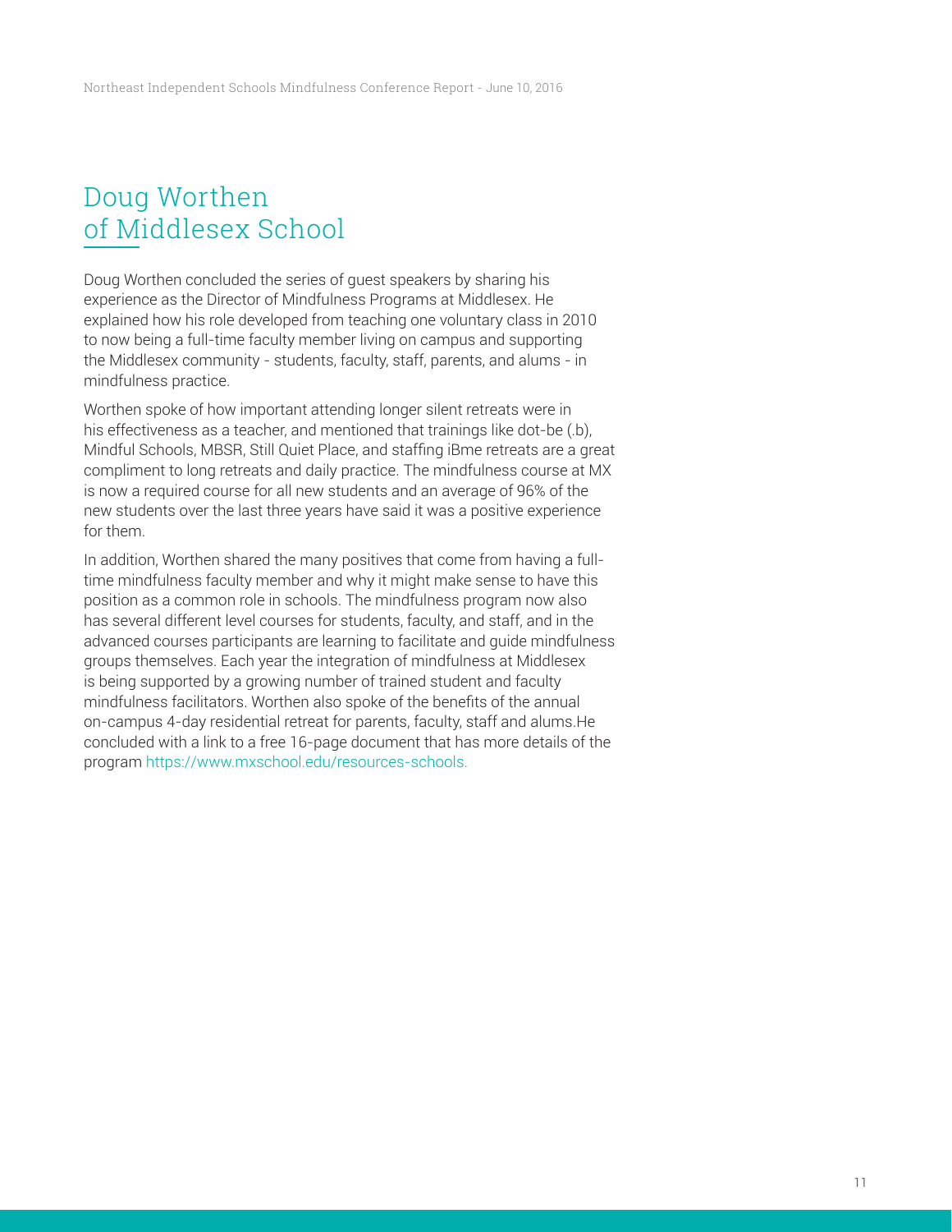# Doug Worthen of Middlesex School

Doug Worthen concluded the series of guest speakers by sharing his experience as the Director of Mindfulness Programs at Middlesex. He explained how his role developed from teaching one voluntary class in 2010 to now being a full-time faculty member living on campus and supporting the Middlesex community - students, faculty, staff, parents, and alums - in mindfulness practice.

Worthen spoke of how important attending longer silent retreats were in his effectiveness as a teacher, and mentioned that trainings like dot-be (.b), Mindful Schools, MBSR, Still Quiet Place, and staffing iBme retreats are a great compliment to long retreats and daily practice. The mindfulness course at MX is now a required course for all new students and an average of 96% of the new students over the last three years have said it was a positive experience for them.

In addition, Worthen shared the many positives that come from having a full-time mindfulness faculty member and why it might make sense to have this position as a common role in schools. The mindfulness program now also has several different level courses for students, faculty, and staff, and in the advanced courses participants are learning to facilitate and guide mindfulness groups themselves. Each year the integration of mindfulness at Middlesex is being supported by a growing number of trained student and faculty mindfulness facilitators. Worthen also spoke of the benefits of the annual on-campus 4-day residential retreat for parents, faculty, staff and alums.He concluded with a link to a free 16-page document that has more details of the program https://www.mxschool.edu/resources-schools.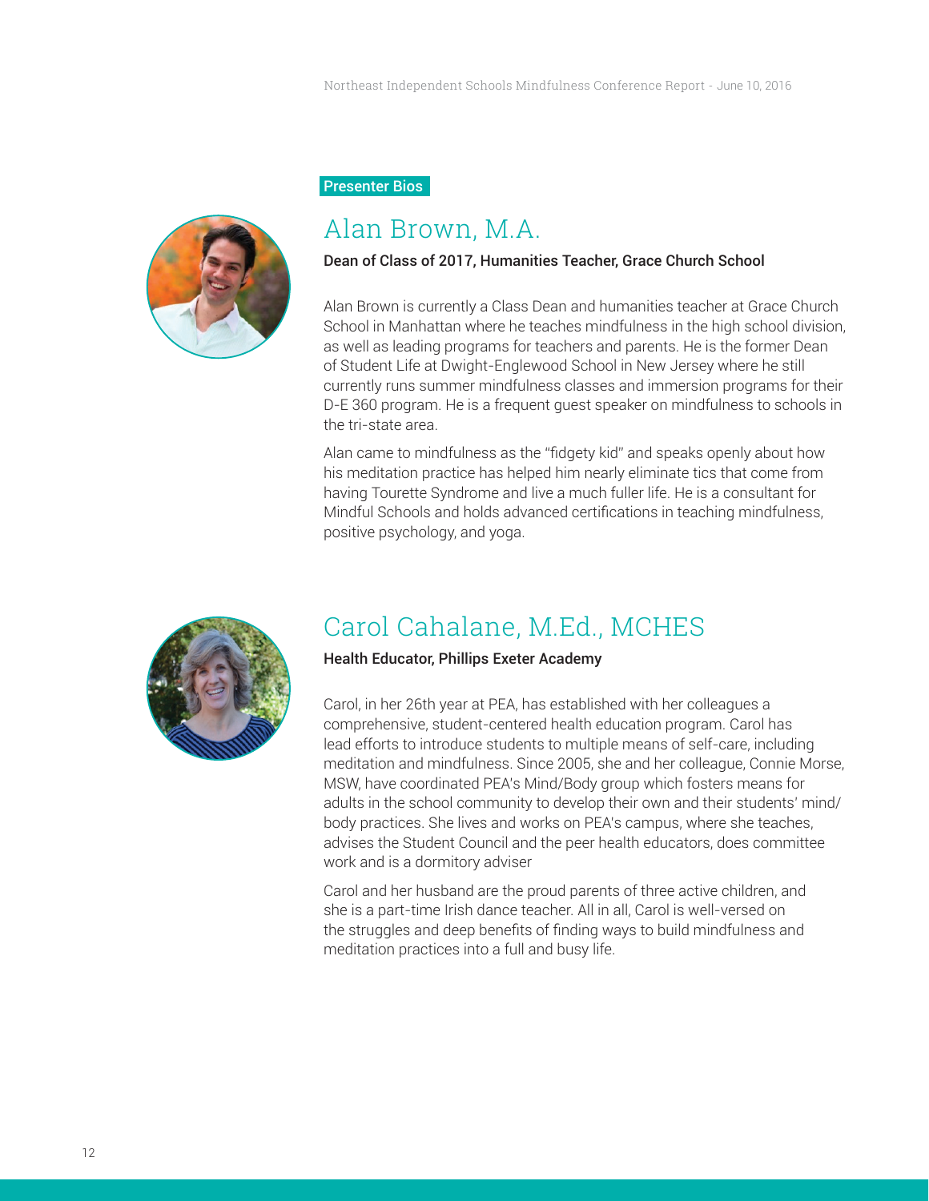Presenter Bios

## Alan Brown, M.A.

**Dean of Class of 2017, Humanities Teacher, Grace Church School**

Alan Brown is currently a Class Dean and humanities teacher at Grace Church School in Manhattan where he teaches mindfulness in the high school division, as well as leading programs for teachers and parents. He is the former Dean of Student Life at Dwight-Englewood School in New Jersey where he still currently runs summer mindfulness classes and immersion programs for their D-E 360 program. He is a frequent guest speaker on mindfulness to schools in the tri-state area.

Alan came to mindfulness as the "fidgety kid" and speaks openly about how his meditation practice has helped him nearly eliminate tics that come from having Tourette Syndrome and live a much fuller life. He is a consultant for Mindful Schools and holds advanced certifications in teaching mindfulness, positive psychology, and yoga.

## Carol Cahalane, M.Ed., MCHES

**Health Educator, Phillips Exeter Academy**

Carol, in her 26th year at PEA, has established with her colleagues a comprehensive, student-centered health education program. Carol has lead efforts to introduce students to multiple means of self-care, including meditation and mindfulness. Since 2005, she and her colleague, Connie Morse, MSW, have coordinated PEA's Mind/Body group which fosters means for adults in the school community to develop their own and their students' mind/body practices. She lives and works on PEA's campus, where she teaches, advises the Student Council and the peer health educators, does committee work and is a dormitory adviser

Carol and her husband are the proud parents of three active children, and she is a part-time Irish dance teacher. All in all, Carol is well-versed on the struggles and deep benefits of finding ways to build mindfulness and meditation practices into a full and busy life.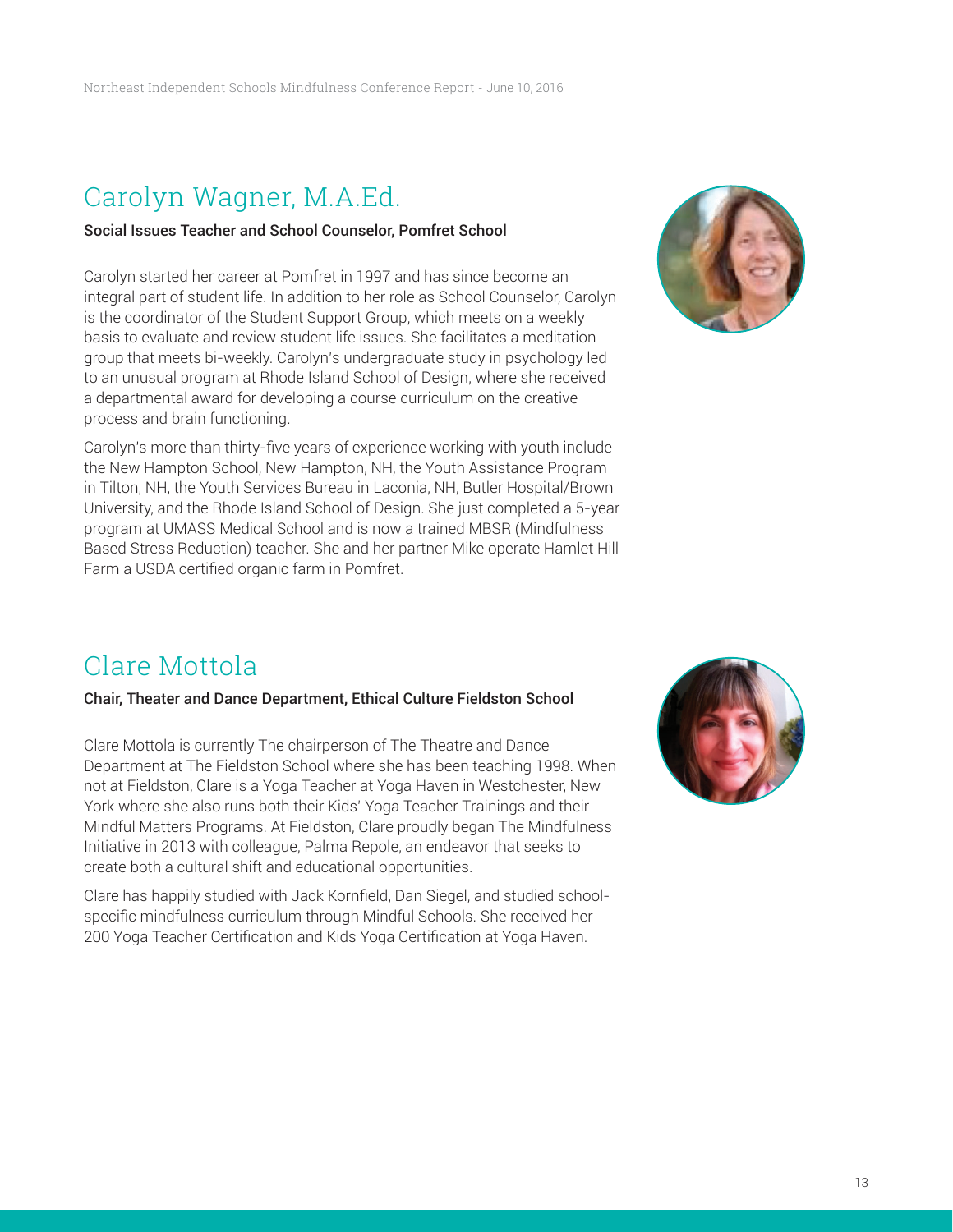## Carolyn Wagner, M.A.Ed.

**Social Issues Teacher and School Counselor, Pomfret School**

Carolyn started her career at Pomfret in 1997 and has since become an integral part of student life. In addition to her role as School Counselor, Carolyn is the coordinator of the Student Support Group, which meets on a weekly basis to evaluate and review student life issues. She facilitates a meditation group that meets bi-weekly. Carolyn's undergraduate study in psychology led to an unusual program at Rhode Island School of Design, where she received a departmental award for developing a course curriculum on the creative process and brain functioning.

Carolyn's more than thirty-five years of experience working with youth include the New Hampton School, New Hampton, NH, the Youth Assistance Program in Tilton, NH, the Youth Services Bureau in Laconia, NH, Butler Hospital/Brown University, and the Rhode Island School of Design. She just completed a 5-year program at UMASS Medical School and is now a trained MBSR (Mindfulness Based Stress Reduction) teacher. She and her partner Mike operate Hamlet Hill Farm a USDA certified organic farm in Pomfret.

## Clare Mottola

**Chair, Theater and Dance Department, Ethical Culture Fieldston School**

Clare Mottola is currently The chairperson of The Theatre and Dance Department at The Fieldston School where she has been teaching 1998. When not at Fieldston, Clare is a Yoga Teacher at Yoga Haven in Westchester, New York where she also runs both their Kids' Yoga Teacher Trainings and their Mindful Matters Programs. At Fieldston, Clare proudly began The Mindfulness Initiative in 2013 with colleague, Palma Repole, an endeavor that seeks to create both a cultural shift and educational opportunities.

Clare has happily studied with Jack Kornfield, Dan Siegel, and studied school-specific mindfulness curriculum through Mindful Schools. She received her 200 Yoga Teacher Certification and Kids Yoga Certification at Yoga Haven.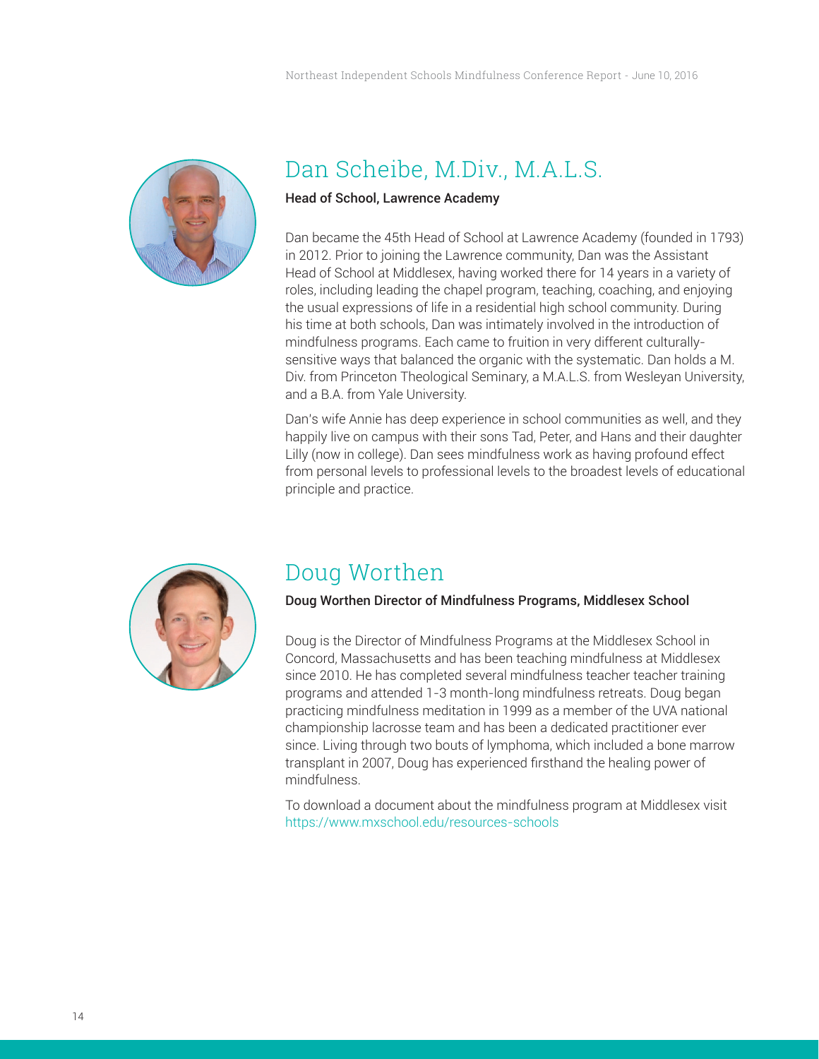## Dan Scheibe, M.Div., M.A.L.S.

**Head of School, Lawrence Academy**

Dan became the 45th Head of School at Lawrence Academy (founded in 1793) in 2012. Prior to joining the Lawrence community, Dan was the Assistant Head of School at Middlesex, having worked there for 14 years in a variety of roles, including leading the chapel program, teaching, coaching, and enjoying the usual expressions of life in a residential high school community. During his time at both schools, Dan was intimately involved in the introduction of mindfulness programs. Each came to fruition in very different culturally-sensitive ways that balanced the organic with the systematic. Dan holds a M. Div. from Princeton Theological Seminary, a M.A.L.S. from Wesleyan University, and a B.A. from Yale University.

Dan's wife Annie has deep experience in school communities as well, and they happily live on campus with their sons Tad, Peter, and Hans and their daughter Lilly (now in college). Dan sees mindfulness work as having profound effect from personal levels to professional levels to the broadest levels of educational principle and practice.

## Doug Worthen

**Doug Worthen Director of Mindfulness Programs, Middlesex School**

Doug is the Director of Mindfulness Programs at the Middlesex School in Concord, Massachusetts and has been teaching mindfulness at Middlesex since 2010. He has completed several mindfulness teacher teacher training programs and attended 1-3 month-long mindfulness retreats. Doug began practicing mindfulness meditation in 1999 as a member of the UVA national championship lacrosse team and has been a dedicated practitioner ever since. Living through two bouts of lymphoma, which included a bone marrow transplant in 2007, Doug has experienced firsthand the healing power of mindfulness.

To download a document about the mindfulness program at Middlesex visit https://www.mxschool.edu/resources-schools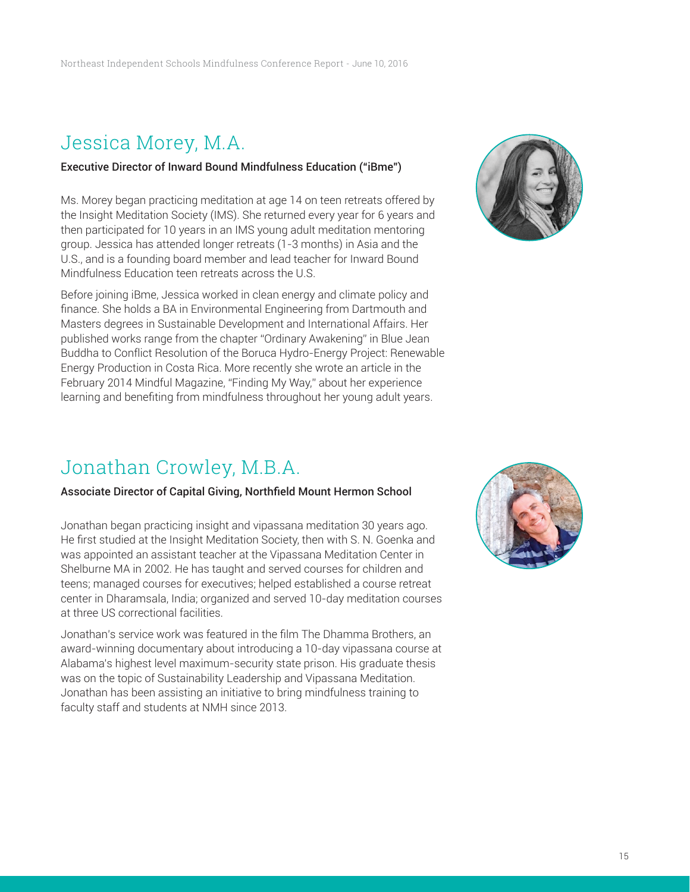## Jessica Morey, M.A.

**Executive Director of Inward Bound Mindfulness Education ("iBme")**

Ms. Morey began practicing meditation at age 14 on teen retreats offered by the Insight Meditation Society (IMS). She returned every year for 6 years and then participated for 10 years in an IMS young adult meditation mentoring group. Jessica has attended longer retreats (1-3 months) in Asia and the U.S., and is a founding board member and lead teacher for Inward Bound Mindfulness Education teen retreats across the U.S.

Before joining iBme, Jessica worked in clean energy and climate policy and finance. She holds a BA in Environmental Engineering from Dartmouth and Masters degrees in Sustainable Development and International Affairs. Her published works range from the chapter "Ordinary Awakening" in Blue Jean Buddha to Conflict Resolution of the Boruca Hydro-Energy Project: Renewable Energy Production in Costa Rica. More recently she wrote an article in the February 2014 Mindful Magazine, "Finding My Way," about her experience learning and benefiting from mindfulness throughout her young adult years.

## Jonathan Crowley, M.B.A.

**Associate Director of Capital Giving, Northfield Mount Hermon School**

Jonathan began practicing insight and vipassana meditation 30 years ago. He first studied at the Insight Meditation Society, then with S. N. Goenka and was appointed an assistant teacher at the Vipassana Meditation Center in Shelburne MA in 2002. He has taught and served courses for children and teens; managed courses for executives; helped established a course retreat center in Dharamsala, India; organized and served 10-day meditation courses at three US correctional facilities.

Jonathan's service work was featured in the film The Dhamma Brothers, an award-winning documentary about introducing a 10-day vipassana course at Alabama's highest level maximum-security state prison. His graduate thesis was on the topic of Sustainability Leadership and Vipassana Meditation. Jonathan has been assisting an initiative to bring mindfulness training to faculty staff and students at NMH since 2013.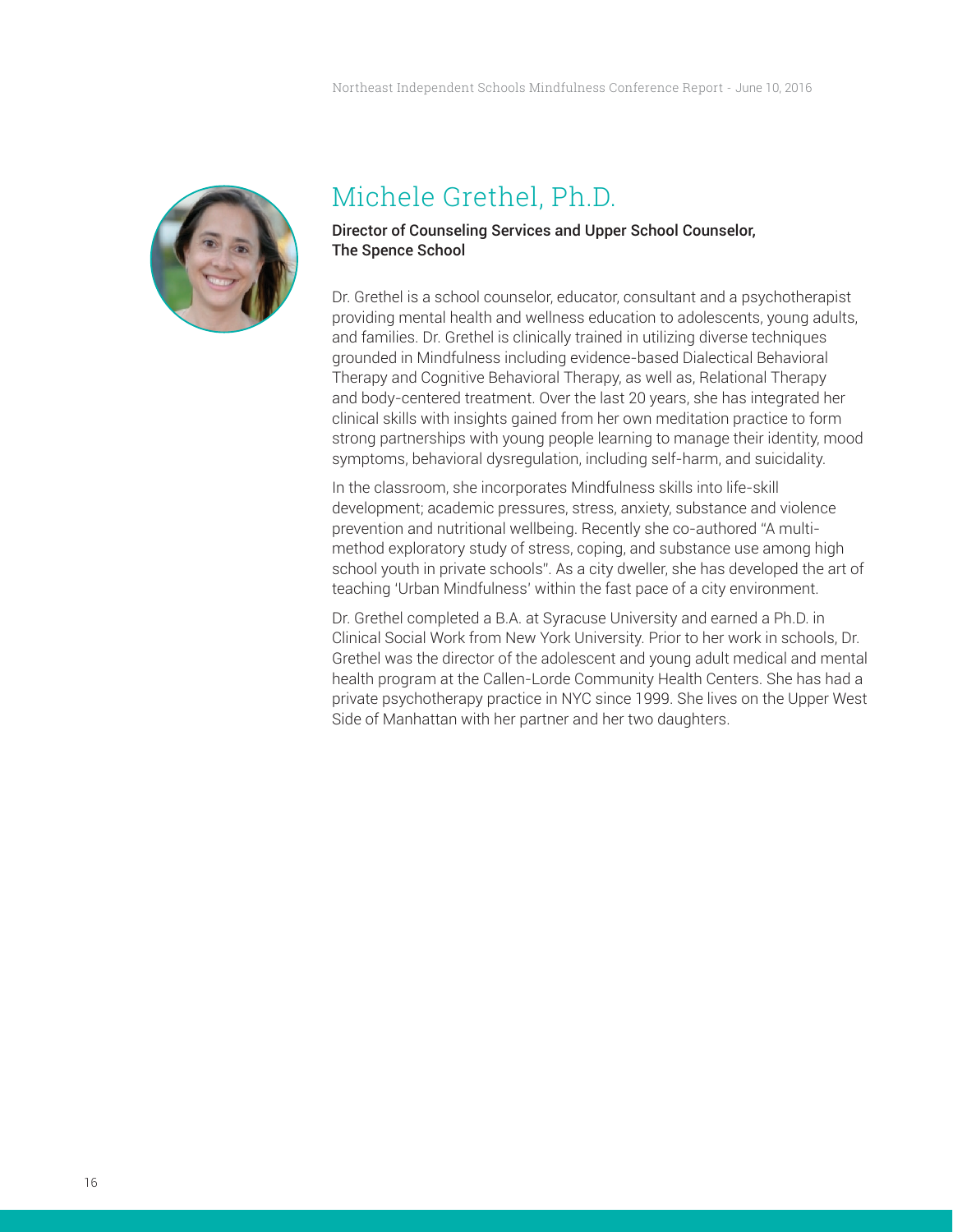# Michele Grethel, Ph.D.

**Director of Counseling Services and Upper School Counselor, The Spence School**

Dr. Grethel is a school counselor, educator, consultant and a psychotherapist providing mental health and wellness education to adolescents, young adults, and families. Dr. Grethel is clinically trained in utilizing diverse techniques grounded in Mindfulness including evidence-based Dialectical Behavioral Therapy and Cognitive Behavioral Therapy, as well as, Relational Therapy and body-centered treatment. Over the last 20 years, she has integrated her clinical skills with insights gained from her own meditation practice to form strong partnerships with young people learning to manage their identity, mood symptoms, behavioral dysregulation, including self-harm, and suicidality.

In the classroom, she incorporates Mindfulness skills into life-skill development; academic pressures, stress, anxiety, substance and violence prevention and nutritional wellbeing. Recently she co-authored "A multi-method exploratory study of stress, coping, and substance use among high school youth in private schools". As a city dweller, she has developed the art of teaching 'Urban Mindfulness' within the fast pace of a city environment.

Dr. Grethel completed a B.A. at Syracuse University and earned a Ph.D. in Clinical Social Work from New York University. Prior to her work in schools, Dr. Grethel was the director of the adolescent and young adult medical and mental health program at the Callen-Lorde Community Health Centers. She has had a private psychotherapy practice in NYC since 1999. She lives on the Upper West Side of Manhattan with her partner and her two daughters.